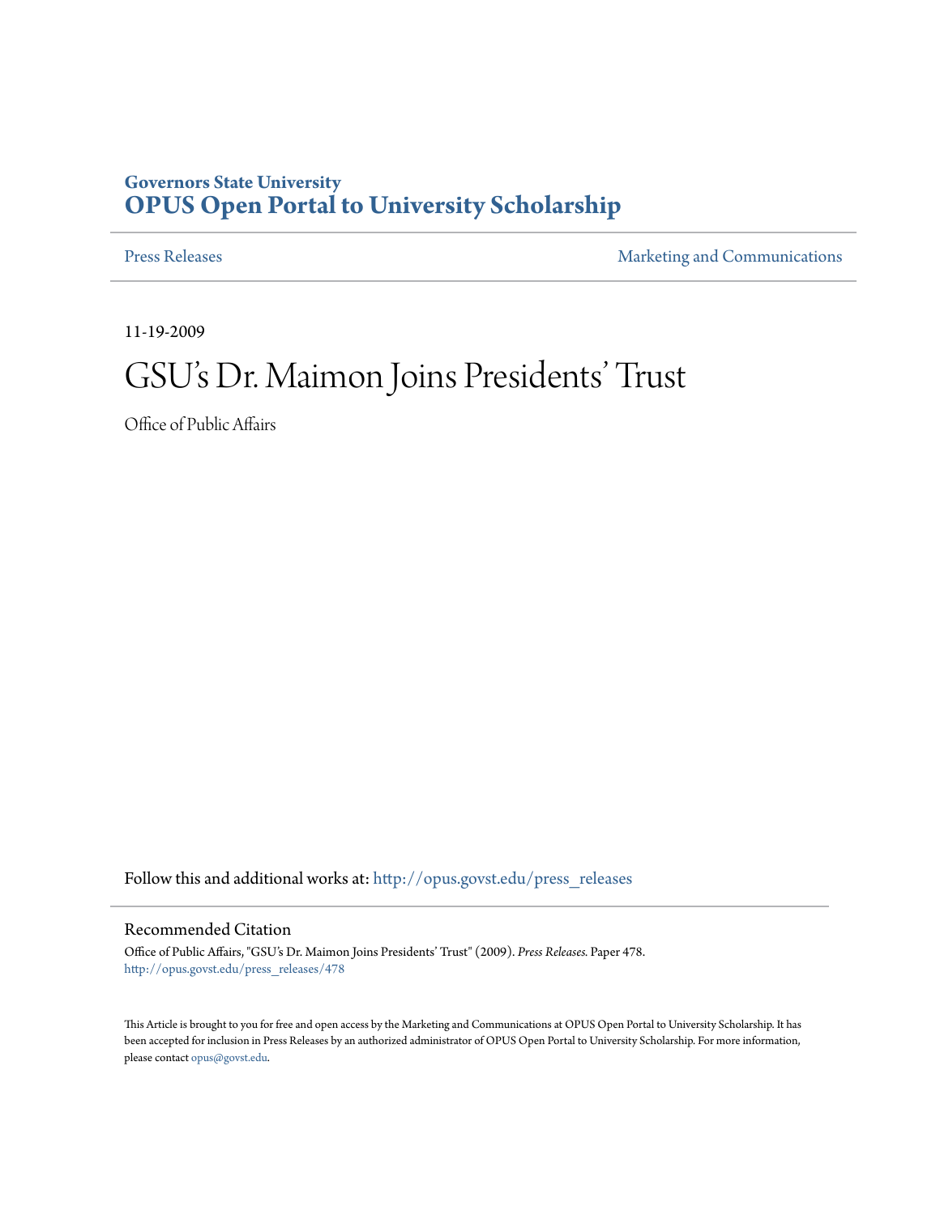**Governors State University**
# OPUS Open Portal to University Scholarship

Press Releases | Marketing and Communications

11-19-2009

# GSU's Dr. Maimon Joins Presidents' Trust

Office of Public Affairs

Follow this and additional works at: http://opus.govst.edu/press_releases

## Recommended Citation

Office of Public Affairs, "GSU's Dr. Maimon Joins Presidents' Trust" (2009). *Press Releases.* Paper 478.
http://opus.govst.edu/press_releases/478

This Article is brought to you for free and open access by the Marketing and Communications at OPUS Open Portal to University Scholarship. It has been accepted for inclusion in Press Releases by an authorized administrator of OPUS Open Portal to University Scholarship. For more information, please contact opus@govst.edu.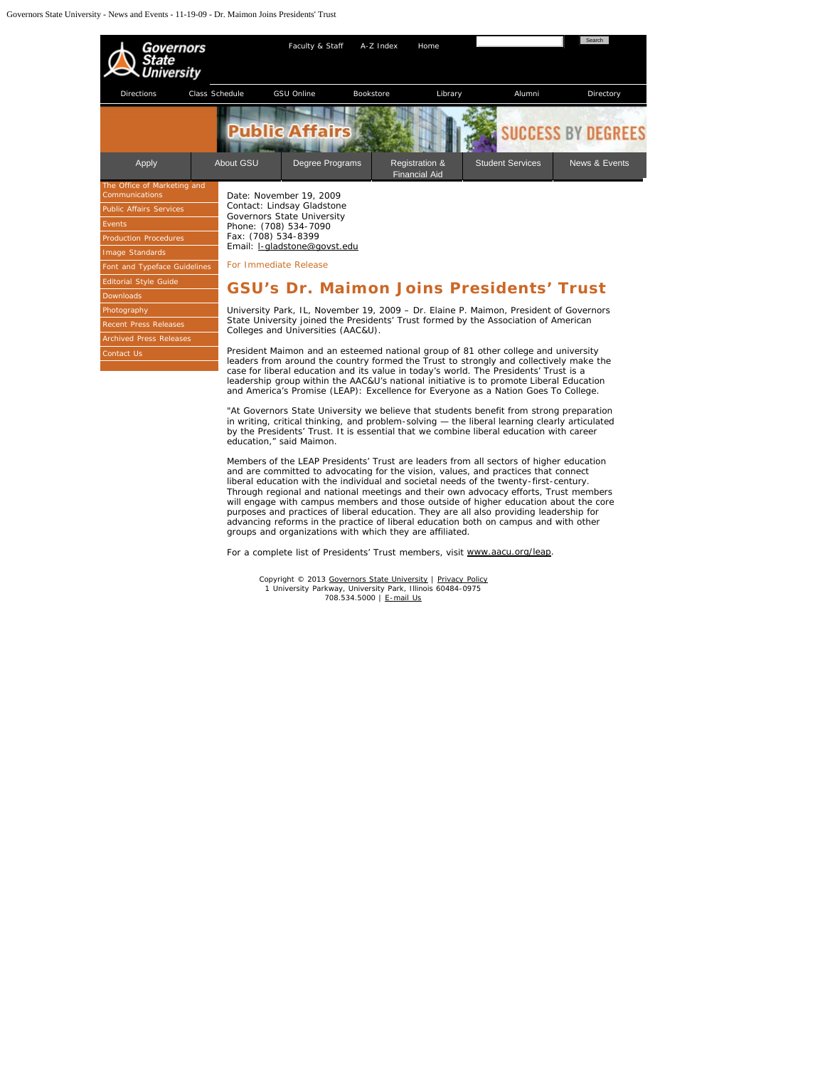Governors State University - News and Events - 11-19-09 - Dr. Maimon Joins Presidents' Trust

Governors State University

Faculty & Staff | A-Z Index | Home | Search

Directions | Class Schedule | GSU Online | Bookstore | Library | Alumni | Directory

Public Affairs | SUCCESS BY DEGREES

Apply | About GSU | Degree Programs | Registration & Financial Aid | Student Services | News & Events

- The Office of Marketing and Communications
- Public Affairs Services
- Events
- Production Procedures
- Image Standards
- Font and Typeface Guidelines
- Editorial Style Guide
- Downloads
- Photography
- Recent Press Releases
- Archived Press Releases
- Contact Us

Date: November 19, 2009
Contact: Lindsay Gladstone
Governors State University
Phone: (708) 534-7090
Fax: (708) 534-8399
Email: l-gladstone@govst.edu

For Immediate Release

# GSU's Dr. Maimon Joins Presidents' Trust

University Park, IL, November 19, 2009 – Dr. Elaine P. Maimon, President of Governors State University joined the Presidents' Trust formed by the Association of American Colleges and Universities (AAC&U).

President Maimon and an esteemed national group of 81 other college and university leaders from around the country formed the Trust to strongly and collectively make the case for liberal education and its value in today's world. The Presidents' Trust is a leadership group within the AAC&U's national initiative is to promote Liberal Education and America's Promise (LEAP): Excellence for Everyone as a Nation Goes To College.

"At Governors State University we believe that students benefit from strong preparation in writing, critical thinking, and problem-solving — the liberal learning clearly articulated by the Presidents' Trust. It is essential that we combine liberal education with career education," said Maimon.

Members of the LEAP Presidents' Trust are leaders from all sectors of higher education and are committed to advocating for the vision, values, and practices that connect liberal education with the individual and societal needs of the twenty-first-century. Through regional and national meetings and their own advocacy efforts, Trust members will engage with campus members and those outside of higher education about the core purposes and practices of liberal education. They are all also providing leadership for advancing reforms in the practice of liberal education both on campus and with other groups and organizations with which they are affiliated.

For a complete list of Presidents' Trust members, visit www.aacu.org/leap.

Copyright © 2013 Governors State University | Privacy Policy
1 University Parkway, University Park, Illinois 60484-0975
708.534.5000 | E-mail Us